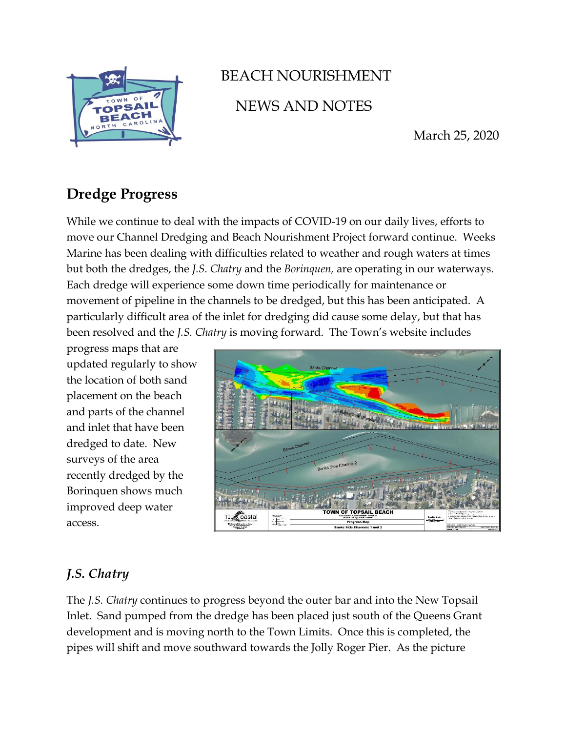BEACH NOURISHMENT

NEWS AND NOTES

March 25, 2020

## Dredge Progress

While we continue to deal with the impacts of COVID-19 on our daily lives, efforts to move our Channel Dredging and Beach Nourishment Project forward continue. Weeks Marine has been dealing with difficulties related to weather and rough waters at times but both the dredges, the *J.S. Chatry* and the *Borinquen,* are operating in our waterways. Each dredge will experience some down time periodically for maintenance or movement of pipeline in the channels to be dredged, but this has been anticipated. A particularly difficult area of the inlet for dredging did cause some delay, but that has been resolved and the *J.S. Chatry* is moving forward. The Town's website includes progress maps that are updated regularly to show the location of both sand placement on the beach and parts of the channel and inlet that have been dredged to date. New surveys of the area recently dredged by the Borinquen shows much improved deep water access.

## *J.S. Chatry*

The *J.S. Chatry* continues to progress beyond the outer bar and into the New Topsail Inlet. Sand pumped from the dredge has been placed just south of the Queens Grant development and is moving north to the Town Limits. Once this is completed, the pipes will shift and move southward towards the Jolly Roger Pier. As the picture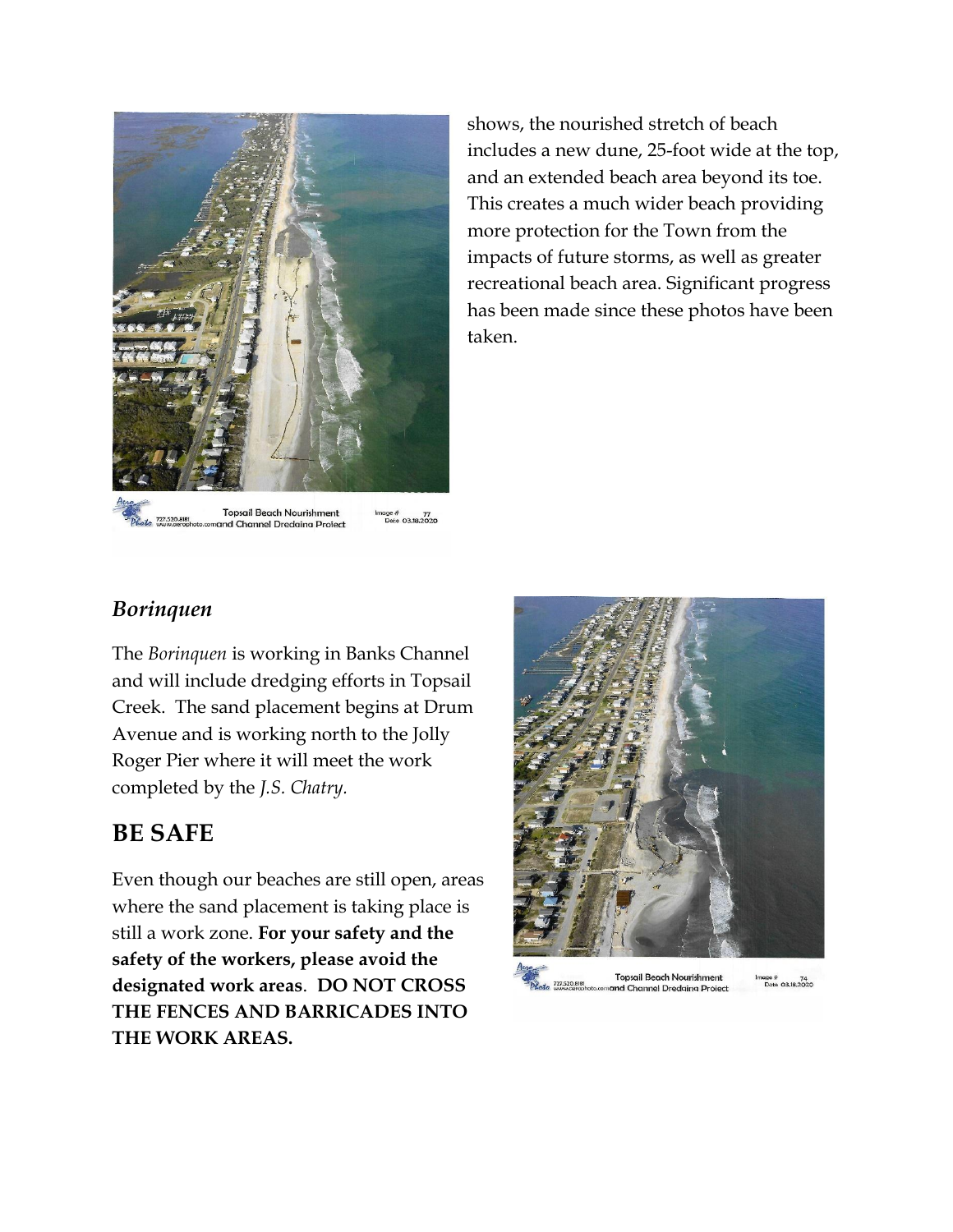shows, the nourished stretch of beach includes a new dune, 25-foot wide at the top, and an extended beach area beyond its toe. This creates a much wider beach providing more protection for the Town from the impacts of future storms, as well as greater recreational beach area. Significant progress has been made since these photos have been taken.

### *Borinquen*

The *Borinquen* is working in Banks Channel and will include dredging efforts in Topsail Creek. The sand placement begins at Drum Avenue and is working north to the Jolly Roger Pier where it will meet the work completed by the *J.S. Chatry*.

## BE SAFE

Even though our beaches are still open, areas where the sand placement is taking place is still a work zone. **For your safety and the safety of the workers, please avoid the designated work areas**. **DO NOT CROSS THE FENCES AND BARRICADES INTO THE WORK AREAS.**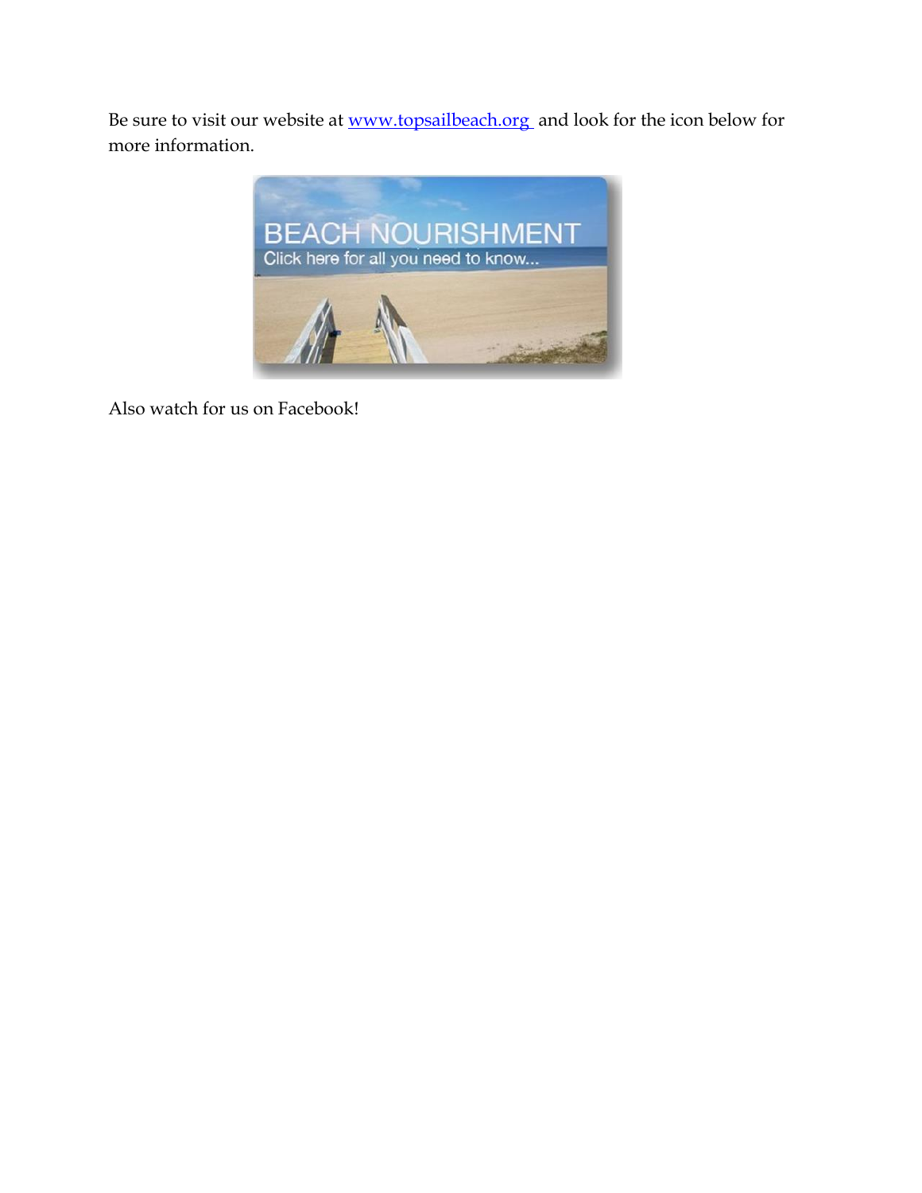Be sure to visit our website at [www.topsailbeach.org](http://www.topsailbeach.org) and look for the icon below for more information.

Also watch for us on Facebook!